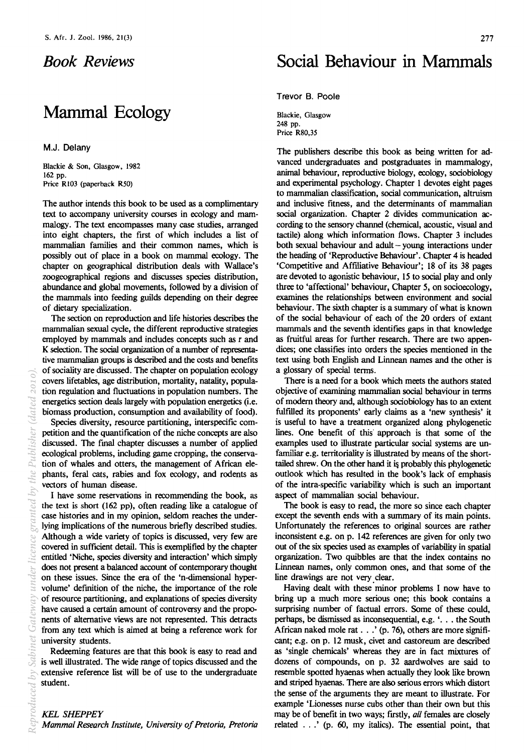# Book Reviews

## Mammal Ecology

M.J. Delany

Blackie & Son, Glasgow, 1982
162 pp.
Price R103 (paperback R50)

The author intends this book to be used as a complimentary text to accompany university courses in ecology and mammalogy. The text encompasses many case studies, arranged into eight chapters, the first of which includes a list of mammalian families and their common names, which is possibly out of place in a book on mammal ecology. The chapter on geographical distribution deals with Wallace's zoogeographical regions and discusses species distribution, abundance and global movements, followed by a division of the mammals into feeding guilds depending on their degree of dietary specialization.

The section on reproduction and life histories describes the mammalian sexual cycle, the different reproductive strategies employed by mammals and includes concepts such as r and K selection. The social organization of a number of representative mammalian groups is described and the costs and benefits of sociality are discussed. The chapter on population ecology covers lifetables, age distribution, mortality, natality, population regulation and fluctuations in population numbers. The energetics section deals largely with population energetics (i.e. biomass production, consumption and availability of food).

Species diversity, resource partitioning, interspecific competition and the quantification of the niche concepts are also discussed. The final chapter discusses a number of applied ecological problems, including game cropping, the conservation of whales and otters, the management of African elephants, feral cats, rabies and fox ecology, and rodents as vectors of human disease.

I have some reservations in recommending the book, as the text is short (162 pp), often reading like a catalogue of case histories and in my opinion, seldom reaches the underlying implications of the numerous briefly described studies. Although a wide variety of topics is discussed, very few are covered in sufficient detail. This is exemplified by the chapter entitled 'Niche, species diversity and interaction' which simply does not present a balanced account of contemporary thought on these issues. Since the era of the 'n-dimensional hypervolume' definition of the niche, the importance of the role of resource partitioning, and explanations of species diversity have caused a certain amount of controversy and the proponents of alternative views are not represented. This detracts from any text which is aimed at being a reference work for university students.

Redeeming features are that this book is easy to read and is well illustrated. The wide range of topics discussed and the extensive reference list will be of use to the undergraduate student.

*KEL SHEPPEY*
*Mammal Research Institute, University of Pretoria, Pretoria*

## Social Behaviour in Mammals

Trevor B. Poole

Blackie, Glasgow
248 pp.
Price R80,35

The publishers describe this book as being written for advanced undergraduates and postgraduates in mammalogy, animal behaviour, reproductive biology, ecology, sociobiology and experimental psychology. Chapter 1 devotes eight pages to mammalian classification, social communication, altruism and inclusive fitness, and the determinants of mammalian social organization. Chapter 2 divides communication according to the sensory channel (chemical, acoustic, visual and tactile) along which information flows. Chapter 3 includes both sexual behaviour and adult – young interactions under the heading of 'Reproductive Behaviour'. Chapter 4 is headed 'Competitive and Affiliative Behaviour'; 18 of its 38 pages are devoted to agonistic behaviour, 15 to social play and only three to 'affectional' behaviour, Chapter 5, on socioecology, examines the relationships between environment and social behaviour. The sixth chapter is a summary of what is known of the social behaviour of each of the 20 orders of extant mammals and the seventh identifies gaps in that knowledge as fruitful areas for further research. There are two appendices; one classifies into orders the species mentioned in the text using both English and Linnean names and the other is a glossary of special terms.

There is a need for a book which meets the authors stated objective of examining mammalian social behaviour in terms of modern theory and, although sociobiology has to an extent fulfilled its proponents' early claims as a 'new synthesis' it is useful to have a treatment organized along phylogenetic lines. One benefit of this approach is that some of the examples used to illustrate particular social systems are unfamiliar e.g. territoriality is illustrated by means of the short-tailed shrew. On the other hand it is probably this phylogenetic outlook which has resulted in the book's lack of emphasis of the intra-specific variability which is such an important aspect of mammalian social behaviour.

The book is easy to read, the more so since each chapter except the seventh ends with a summary of its main points. Unfortunately the references to original sources are rather inconsistent e.g. on p. 142 references are given for only two out of the six species used as examples of variability in spatial organization. Two quibbles are that the index contains no Linnean names, only common ones, and that some of the line drawings are not very clear.

Having dealt with these minor problems I now have to bring up a much more serious one; this book contains a surprising number of factual errors. Some of these could, perhaps, be dismissed as inconsequential, e.g. '. . . the South African naked mole rat . . .' (p. 76), others are more significant; e.g. on p. 12 musk, civet and castoreum are described as 'single chemicals' whereas they are in fact mixtures of dozens of compounds, on p. 32 aardwolves are said to resemble spotted hyaenas when actually they look like brown and striped hyaenas. There are also serious errors which distort the sense of the arguments they are meant to illustrate. For example 'Lionesses nurse cubs other than their own but this may be of benefit in two ways; firstly, *all* females are closely related . . .' (p. 60, my italics). The essential point, that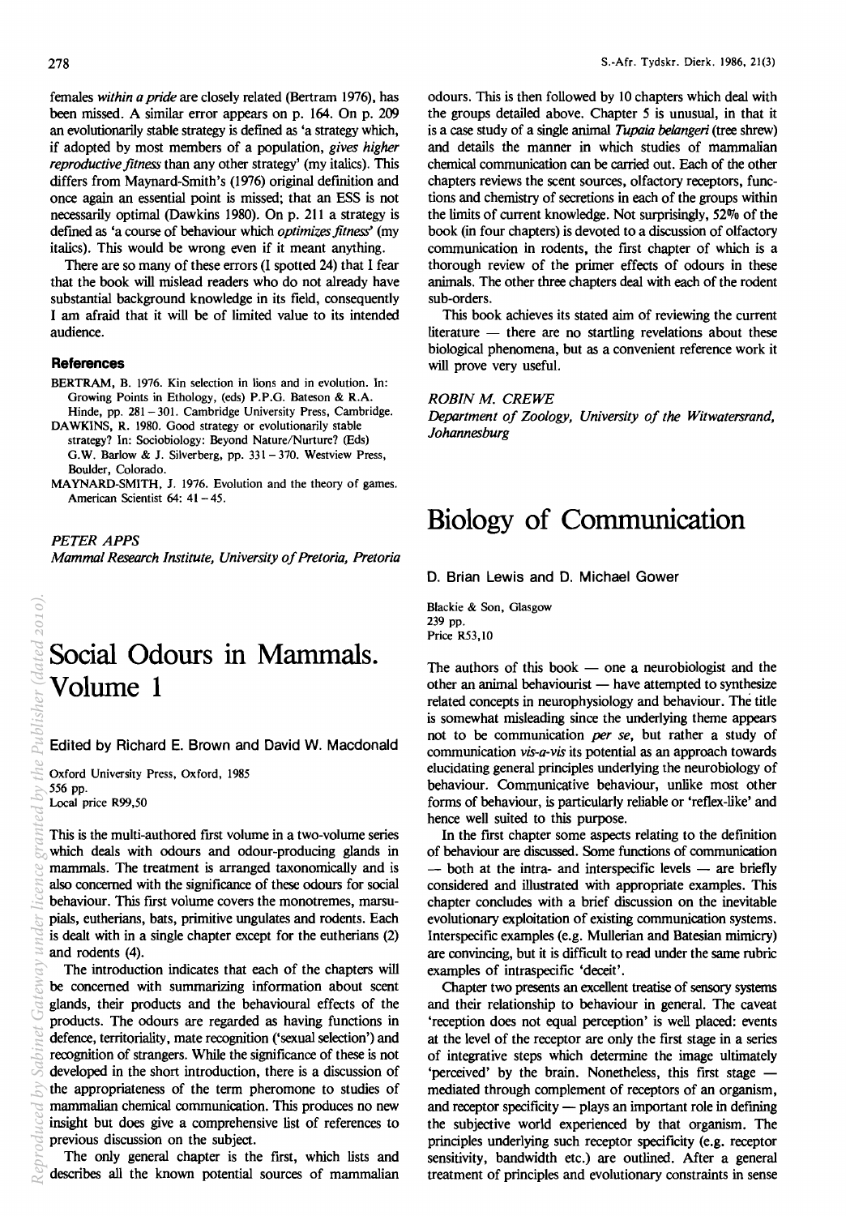females *within a pride* are closely related (Bertram 1976), has been missed. A similar error appears on p. 164. On p. 209 an evolutionarily stable strategy is defined as 'a strategy which, if adopted by most members of a population, *gives higher reproductive fitness* than any other strategy' (my italics). This differs from Maynard-Smith's (1976) original definition and once again an essential point is missed; that an ESS is not necessarily optimal (Dawkins 1980). On p. 211 a strategy is defined as 'a course of behaviour which *optimizes fitness*' (my italics). This would be wrong even if it meant anything.

There are so many of these errors (I spotted 24) that I fear that the book will mislead readers who do not already have substantial background knowledge in its field, consequently I am afraid that it will be of limited value to its intended audience.

#### References

BERTRAM, B. 1976. Kin selection in lions and in evolution. In: Growing Points in Ethology, (eds) P.P.G. Bateson & R.A. Hinde, pp. 281 – 301. Cambridge University Press, Cambridge.

DAWKINS, R. 1980. Good strategy or evolutionarily stable strategy? In: Sociobiology: Beyond Nature/Nurture? (Eds) G.W. Barlow & J. Silverberg, pp. 331 – 370. Westview Press, Boulder, Colorado.

MAYNARD-SMITH, J. 1976. Evolution and the theory of games. American Scientist 64: 41 – 45.

*PETER APPS*
*Mammal Research Institute, University of Pretoria, Pretoria*

# Social Odours in Mammals. Volume 1

Edited by Richard E. Brown and David W. Macdonald

Oxford University Press, Oxford, 1985
556 pp.
Local price R99,50

This is the multi-authored first volume in a two-volume series which deals with odours and odour-producing glands in mammals. The treatment is arranged taxonomically and is also concerned with the significance of these odours for social behaviour. This first volume covers the monotremes, marsupials, eutherians, bats, primitive ungulates and rodents. Each is dealt with in a single chapter except for the eutherians (2) and rodents (4).

The introduction indicates that each of the chapters will be concerned with summarizing information about scent glands, their products and the behavioural effects of the products. The odours are regarded as having functions in defence, territoriality, mate recognition ('sexual selection') and recognition of strangers. While the significance of these is not developed in the short introduction, there is a discussion of the appropriateness of the term pheromone to studies of mammalian chemical communication. This produces no new insight but does give a comprehensive list of references to previous discussion on the subject.

The only general chapter is the first, which lists and describes all the known potential sources of mammalian odours. This is then followed by 10 chapters which deal with the groups detailed above. Chapter 5 is unusual, in that it is a case study of a single animal *Tupaia belangeri* (tree shrew) and details the manner in which studies of mammalian chemical communication can be carried out. Each of the other chapters reviews the scent sources, olfactory receptors, functions and chemistry of secretions in each of the groups within the limits of current knowledge. Not surprisingly, 52% of the book (in four chapters) is devoted to a discussion of olfactory communication in rodents, the first chapter of which is a thorough review of the primer effects of odours in these animals. The other three chapters deal with each of the rodent sub-orders.

This book achieves its stated aim of reviewing the current literature — there are no startling revelations about these biological phenomena, but as a convenient reference work it will prove very useful.

*ROBIN M. CREWE*
*Department of Zoology, University of the Witwatersrand, Johannesburg*

# Biology of Communication

D. Brian Lewis and D. Michael Gower

Blackie & Son, Glasgow
239 pp.
Price R53,10

The authors of this book — one a neurobiologist and the other an animal behaviourist — have attempted to synthesize related concepts in neurophysiology and behaviour. The title is somewhat misleading since the underlying theme appears not to be communication *per se*, but rather a study of communication *vis-a-vis* its potential as an approach towards elucidating general principles underlying the neurobiology of behaviour. Communicative behaviour, unlike most other forms of behaviour, is particularly reliable or 'reflex-like' and hence well suited to this purpose.

In the first chapter some aspects relating to the definition of behaviour are discussed. Some functions of communication — both at the intra- and interspecific levels — are briefly considered and illustrated with appropriate examples. This chapter concludes with a brief discussion on the inevitable evolutionary exploitation of existing communication systems. Interspecific examples (e.g. Mullerian and Batesian mimicry) are convincing, but it is difficult to read under the same rubric examples of intraspecific 'deceit'.

Chapter two presents an excellent treatise of sensory systems and their relationship to behaviour in general. The caveat 'reception does not equal perception' is well placed: events at the level of the receptor are only the first stage in a series of integrative steps which determine the image ultimately 'perceived' by the brain. Nonetheless, this first stage — mediated through complement of receptors of an organism, and receptor specificity — plays an important role in defining the subjective world experienced by that organism. The principles underlying such receptor specificity (e.g. receptor sensitivity, bandwidth etc.) are outlined. After a general treatment of principles and evolutionary constraints in sense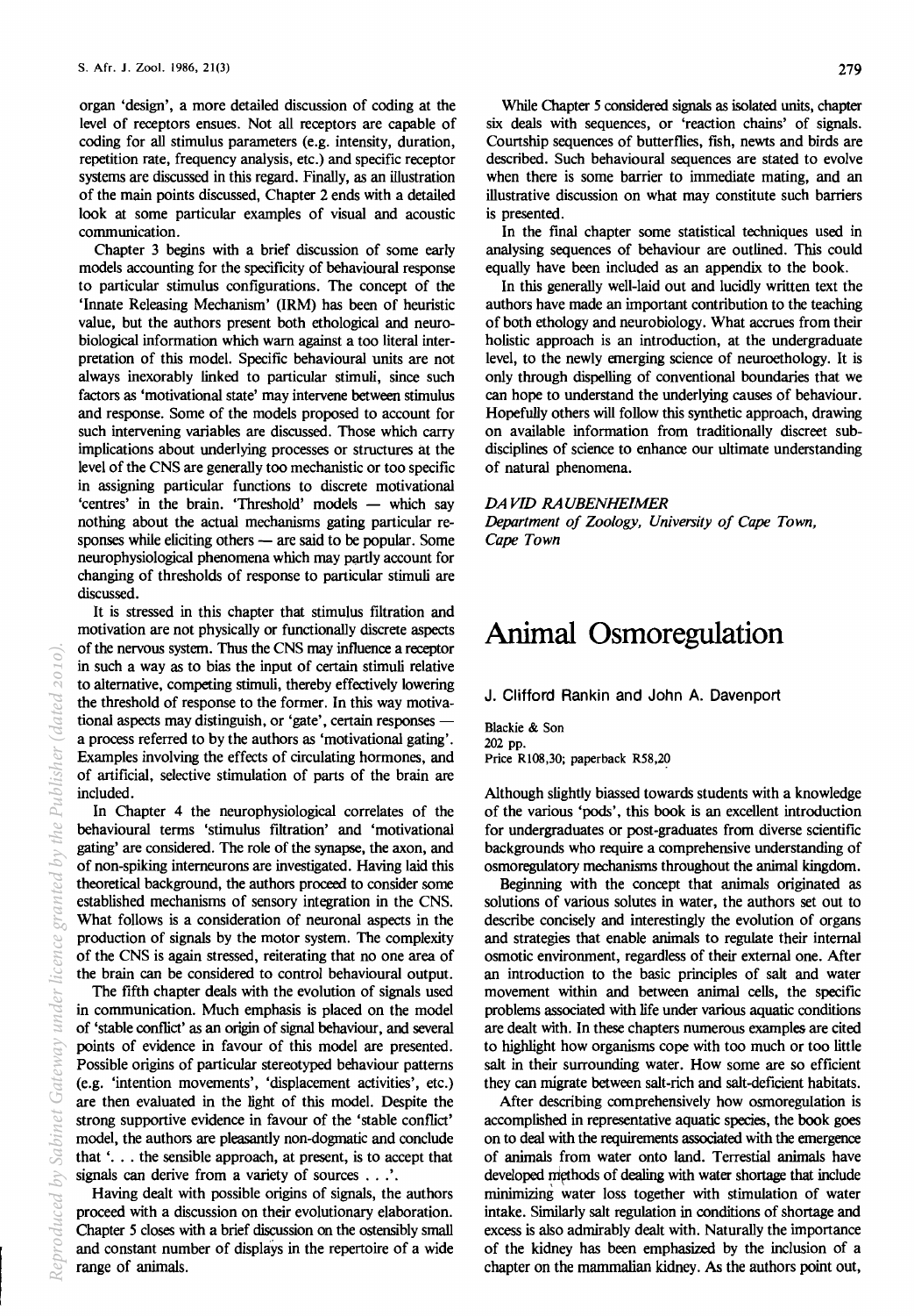organ 'design', a more detailed discussion of coding at the level of receptors ensues. Not all receptors are capable of coding for all stimulus parameters (e.g. intensity, duration, repetition rate, frequency analysis, etc.) and specific receptor systems are discussed in this regard. Finally, as an illustration of the main points discussed, Chapter 2 ends with a detailed look at some particular examples of visual and acoustic communication.

Chapter 3 begins with a brief discussion of some early models accounting for the specificity of behavioural response to particular stimulus configurations. The concept of the 'Innate Releasing Mechanism' (IRM) has been of heuristic value, but the authors present both ethological and neurobiological information which warn against a too literal interpretation of this model. Specific behavioural units are not always inexorably linked to particular stimuli, since such factors as 'motivational state' may intervene between stimulus and response. Some of the models proposed to account for such intervening variables are discussed. Those which carry implications about underlying processes or structures at the level of the CNS are generally too mechanistic or too specific in assigning particular functions to discrete motivational 'centres' in the brain. 'Threshold' models — which say nothing about the actual mechanisms gating particular responses while eliciting others — are said to be popular. Some neurophysiological phenomena which may partly account for changing of thresholds of response to particular stimuli are discussed.

It is stressed in this chapter that stimulus filtration and motivation are not physically or functionally discrete aspects of the nervous system. Thus the CNS may influence a receptor in such a way as to bias the input of certain stimuli relative to alternative, competing stimuli, thereby effectively lowering the threshold of response to the former. In this way motivational aspects may distinguish, or 'gate', certain responses — a process referred to by the authors as 'motivational gating'. Examples involving the effects of circulating hormones, and of artificial, selective stimulation of parts of the brain are included.

In Chapter 4 the neurophysiological correlates of the behavioural terms 'stimulus filtration' and 'motivational gating' are considered. The role of the synapse, the axon, and of non-spiking interneurons are investigated. Having laid this theoretical background, the authors proceed to consider some established mechanisms of sensory integration in the CNS. What follows is a consideration of neuronal aspects in the production of signals by the motor system. The complexity of the CNS is again stressed, reiterating that no one area of the brain can be considered to control behavioural output.

The fifth chapter deals with the evolution of signals used in communication. Much emphasis is placed on the model of 'stable conflict' as an origin of signal behaviour, and several points of evidence in favour of this model are presented. Possible origins of particular stereotyped behaviour patterns (e.g. 'intention movements', 'displacement activities', etc.) are then evaluated in the light of this model. Despite the strong supportive evidence in favour of the 'stable conflict' model, the authors are pleasantly non-dogmatic and conclude that '. . . the sensible approach, at present, is to accept that signals can derive from a variety of sources . . .'.

Having dealt with possible origins of signals, the authors proceed with a discussion on their evolutionary elaboration. Chapter 5 closes with a brief discussion on the ostensibly small and constant number of displays in the repertoire of a wide range of animals.

While Chapter 5 considered signals as isolated units, chapter six deals with sequences, or 'reaction chains' of signals. Courtship sequences of butterflies, fish, newts and birds are described. Such behavioural sequences are stated to evolve when there is some barrier to immediate mating, and an illustrative discussion on what may constitute such barriers is presented.

In the final chapter some statistical techniques used in analysing sequences of behaviour are outlined. This could equally have been included as an appendix to the book.

In this generally well-laid out and lucidly written text the authors have made an important contribution to the teaching of both ethology and neurobiology. What accrues from their holistic approach is an introduction, at the undergraduate level, to the newly emerging science of neuroethology. It is only through dispelling of conventional boundaries that we can hope to understand the underlying causes of behaviour. Hopefully others will follow this synthetic approach, drawing on available information from traditionally discreet subdisciplines of science to enhance our ultimate understanding of natural phenomena.

*DAVID RAUBENHEIMER*
*Department of Zoology, University of Cape Town, Cape Town*

# Animal Osmoregulation

J. Clifford Rankin and John A. Davenport

Blackie & Son
202 pp.
Price R108,30; paperback R58,20

Although slightly biassed towards students with a knowledge of the various 'pods', this book is an excellent introduction for undergraduates or post-graduates from diverse scientific backgrounds who require a comprehensive understanding of osmoregulatory mechanisms throughout the animal kingdom.

Beginning with the concept that animals originated as solutions of various solutes in water, the authors set out to describe concisely and interestingly the evolution of organs and strategies that enable animals to regulate their internal osmotic environment, regardless of their external one. After an introduction to the basic principles of salt and water movement within and between animal cells, the specific problems associated with life under various aquatic conditions are dealt with. In these chapters numerous examples are cited to highlight how organisms cope with too much or too little salt in their surrounding water. How some are so efficient they can migrate between salt-rich and salt-deficient habitats.

After describing comprehensively how osmoregulation is accomplished in representative aquatic species, the book goes on to deal with the requirements associated with the emergence of animals from water onto land. Terrestial animals have developed methods of dealing with water shortage that include minimizing water loss together with stimulation of water intake. Similarly salt regulation in conditions of shortage and excess is also admirably dealt with. Naturally the importance of the kidney has been emphasized by the inclusion of a chapter on the mammalian kidney. As the authors point out,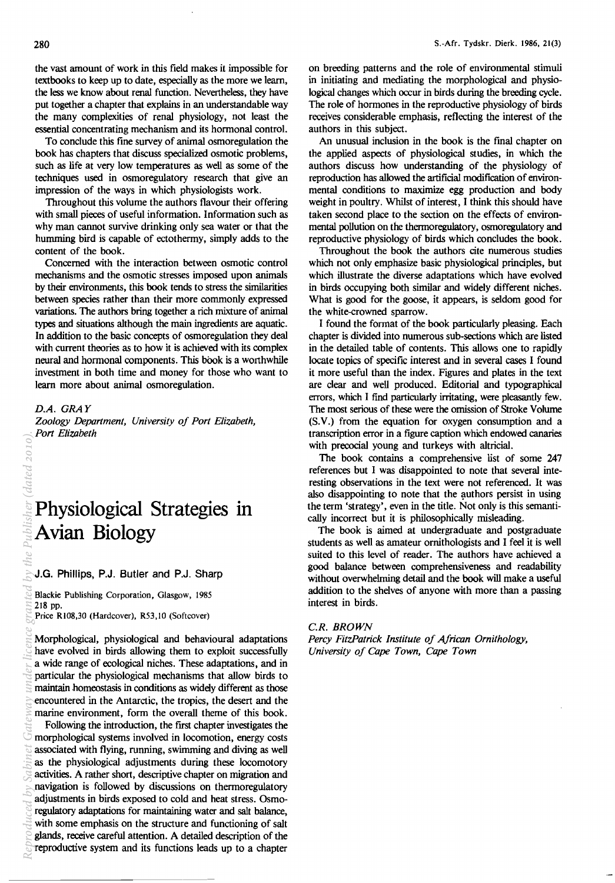the vast amount of work in this field makes it impossible for textbooks to keep up to date, especially as the more we learn, the less we know about renal function. Nevertheless, they have put together a chapter that explains in an understandable way the many complexities of renal physiology, not least the essential concentrating mechanism and its hormonal control.

To conclude this fine survey of animal osmoregulation the book has chapters that discuss specialized osmotic problems, such as life at very low temperatures as well as some of the techniques used in osmoregulatory research that give an impression of the ways in which physiologists work.

Throughout this volume the authors flavour their offering with small pieces of useful information. Information such as why man cannot survive drinking only sea water or that the humming bird is capable of ectothermy, simply adds to the content of the book.

Concerned with the interaction between osmotic control mechanisms and the osmotic stresses imposed upon animals by their environments, this book tends to stress the similarities between species rather than their more commonly expressed variations. The authors bring together a rich mixture of animal types and situations although the main ingredients are aquatic. In addition to the basic concepts of osmoregulation they deal with current theories as to how it is achieved with its complex neural and hormonal components. This book is a worthwhile investment in both time and money for those who want to learn more about animal osmoregulation.

*D.A. GRAY*
*Zoology Department, University of Port Elizabeth, Port Elizabeth*

# Physiological Strategies in Avian Biology

**J.G. Phillips, P.J. Butler and P.J. Sharp**

Blackie Publishing Corporation, Glasgow, 1985
218 pp.
Price R108,30 (Hardcover), R53,10 (Softcover)

Morphological, physiological and behavioural adaptations have evolved in birds allowing them to exploit successfully a wide range of ecological niches. These adaptations, and in particular the physiological mechanisms that allow birds to maintain homeostasis in conditions as widely different as those encountered in the Antarctic, the tropics, the desert and the marine environment, form the overall theme of this book.

Following the introduction, the first chapter investigates the morphological systems involved in locomotion, energy costs associated with flying, running, swimming and diving as well as the physiological adjustments during these locomotory activities. A rather short, descriptive chapter on migration and navigation is followed by discussions on thermoregulatory adjustments in birds exposed to cold and heat stress. Osmoregulatory adaptations for maintaining water and salt balance, with some emphasis on the structure and functioning of salt glands, receive careful attention. A detailed description of the reproductive system and its functions leads up to a chapter on breeding patterns and the role of environmental stimuli in initiating and mediating the morphological and physiological changes which occur in birds during the breeding cycle. The role of hormones in the reproductive physiology of birds receives considerable emphasis, reflecting the interest of the authors in this subject.

An unusual inclusion in the book is the final chapter on the applied aspects of physiological studies, in which the authors discuss how understanding of the physiology of reproduction has allowed the artificial modification of environmental conditions to maximize egg production and body weight in poultry. Whilst of interest, I think this should have taken second place to the section on the effects of environmental pollution on the thermoregulatory, osmoregulatory and reproductive physiology of birds which concludes the book.

Throughout the book the authors cite numerous studies which not only emphasize basic physiological principles, but which illustrate the diverse adaptations which have evolved in birds occupying both similar and widely different niches. What is good for the goose, it appears, is seldom good for the white-crowned sparrow.

I found the format of the book particularly pleasing. Each chapter is divided into numerous sub-sections which are listed in the detailed table of contents. This allows one to rapidly locate topics of specific interest and in several cases I found it more useful than the index. Figures and plates in the text are clear and well produced. Editorial and typographical errors, which I find particularly irritating, were pleasantly few. The most serious of these were the omission of Stroke Volume (S.V.) from the equation for oxygen consumption and a transcription error in a figure caption which endowed canaries with precocial young and turkeys with altricial.

The book contains a comprehensive list of some 247 references but I was disappointed to note that several interesting observations in the text were not referenced. It was also disappointing to note that the authors persist in using the term 'strategy', even in the title. Not only is this semantically incorrect but it is philosophically misleading.

The book is aimed at undergraduate and postgraduate students as well as amateur ornithologists and I feel it is well suited to this level of reader. The authors have achieved a good balance between comprehensiveness and readability without overwhelming detail and the book will make a useful addition to the shelves of anyone with more than a passing interest in birds.

*C.R. BROWN*
*Percy FitzPatrick Institute of African Ornithology, University of Cape Town, Cape Town*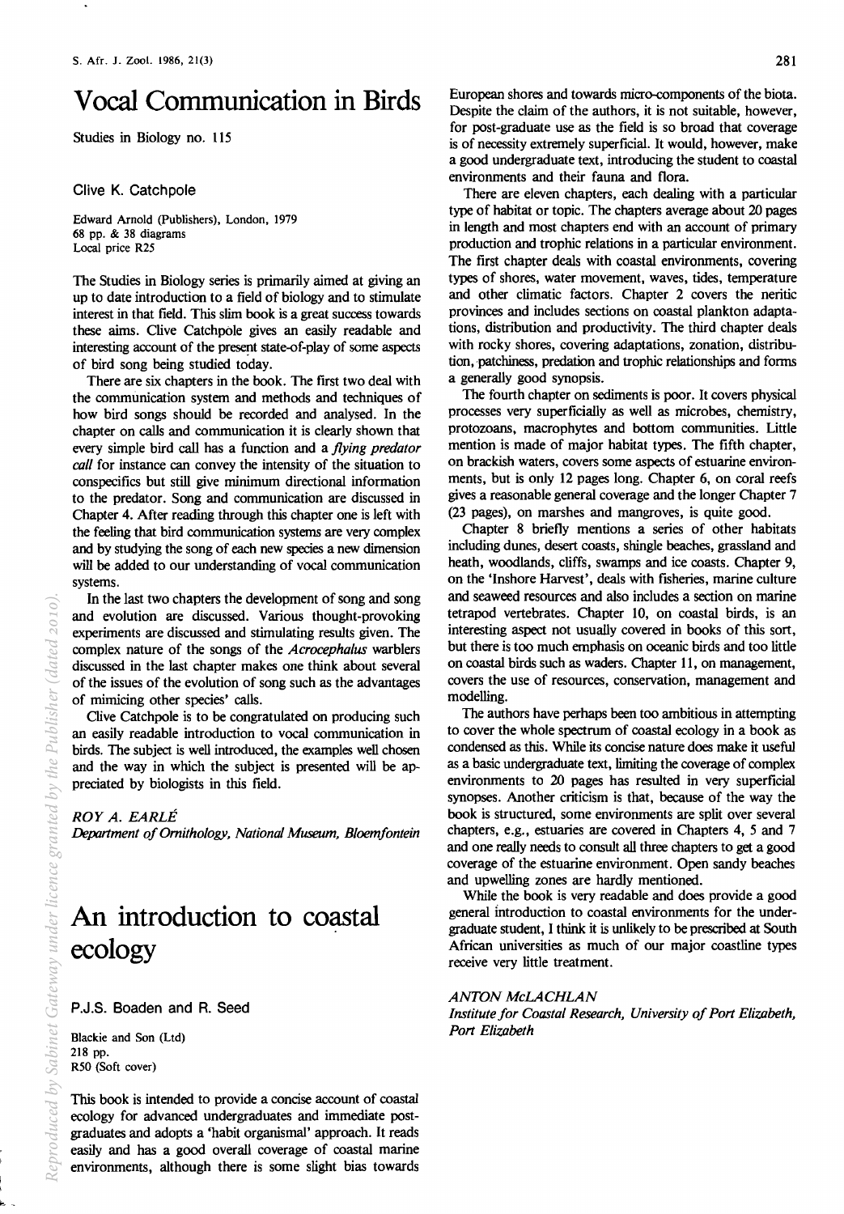# Vocal Communication in Birds

Studies in Biology no. 115

Clive K. Catchpole

Edward Arnold (Publishers), London, 1979
68 pp. & 38 diagrams
Local price R25

The Studies in Biology series is primarily aimed at giving an up to date introduction to a field of biology and to stimulate interest in that field. This slim book is a great success towards these aims. Clive Catchpole gives an easily readable and interesting account of the present state-of-play of some aspects of bird song being studied today.

There are six chapters in the book. The first two deal with the communication system and methods and techniques of how bird songs should be recorded and analysed. In the chapter on calls and communication it is clearly shown that every simple bird call has a function and a *flying predator call* for instance can convey the intensity of the situation to conspecifics but still give minimum directional information to the predator. Song and communication are discussed in Chapter 4. After reading through this chapter one is left with the feeling that bird communication systems are very complex and by studying the song of each new species a new dimension will be added to our understanding of vocal communication systems.

In the last two chapters the development of song and song and evolution are discussed. Various thought-provoking experiments are discussed and stimulating results given. The complex nature of the songs of the *Acrocephalus* warblers discussed in the last chapter makes one think about several of the issues of the evolution of song such as the advantages of mimicing other species' calls.

Clive Catchpole is to be congratulated on producing such an easily readable introduction to vocal communication in birds. The subject is well introduced, the examples well chosen and the way in which the subject is presented will be appreciated by biologists in this field.

*ROY A. EARLÉ*
*Department of Ornithology, National Museum, Bloemfontein*

# An introduction to coastal ecology

P.J.S. Boaden and R. Seed

Blackie and Son (Ltd)
218 pp.
R50 (Soft cover)

This book is intended to provide a concise account of coastal ecology for advanced undergraduates and immediate post-graduates and adopts a 'habit organismal' approach. It reads easily and has a good overall coverage of coastal marine environments, although there is some slight bias towards European shores and towards micro-components of the biota. Despite the claim of the authors, it is not suitable, however, for post-graduate use as the field is so broad that coverage is of necessity extremely superficial. It would, however, make a good undergraduate text, introducing the student to coastal environments and their fauna and flora.

There are eleven chapters, each dealing with a particular type of habitat or topic. The chapters average about 20 pages in length and most chapters end with an account of primary production and trophic relations in a particular environment. The first chapter deals with coastal environments, covering types of shores, water movement, waves, tides, temperature and other climatic factors. Chapter 2 covers the neritic provinces and includes sections on coastal plankton adaptations, distribution and productivity. The third chapter deals with rocky shores, covering adaptations, zonation, distribution, patchiness, predation and trophic relationships and forms a generally good synopsis.

The fourth chapter on sediments is poor. It covers physical processes very superficially as well as microbes, chemistry, protozoans, macrophytes and bottom communities. Little mention is made of major habitat types. The fifth chapter, on brackish waters, covers some aspects of estuarine environments, but is only 12 pages long. Chapter 6, on coral reefs gives a reasonable general coverage and the longer Chapter 7 (23 pages), on marshes and mangroves, is quite good.

Chapter 8 briefly mentions a series of other habitats including dunes, desert coasts, shingle beaches, grassland and heath, woodlands, cliffs, swamps and ice coasts. Chapter 9, on the 'Inshore Harvest', deals with fisheries, marine culture and seaweed resources and also includes a section on marine tetrapod vertebrates. Chapter 10, on coastal birds, is an interesting aspect not usually covered in books of this sort, but there is too much emphasis on oceanic birds and too little on coastal birds such as waders. Chapter 11, on management, covers the use of resources, conservation, management and modelling.

The authors have perhaps been too ambitious in attempting to cover the whole spectrum of coastal ecology in a book as condensed as this. While its concise nature does make it useful as a basic undergraduate text, limiting the coverage of complex environments to 20 pages has resulted in very superficial synopses. Another criticism is that, because of the way the book is structured, some environments are split over several chapters, e.g., estuaries are covered in Chapters 4, 5 and 7 and one really needs to consult all three chapters to get a good coverage of the estuarine environment. Open sandy beaches and upwelling zones are hardly mentioned.

While the book is very readable and does provide a good general introduction to coastal environments for the undergraduate student, I think it is unlikely to be prescribed at South African universities as much of our major coastline types receive very little treatment.

*ANTON McLACHLAN*
*Institute for Coastal Research, University of Port Elizabeth, Port Elizabeth*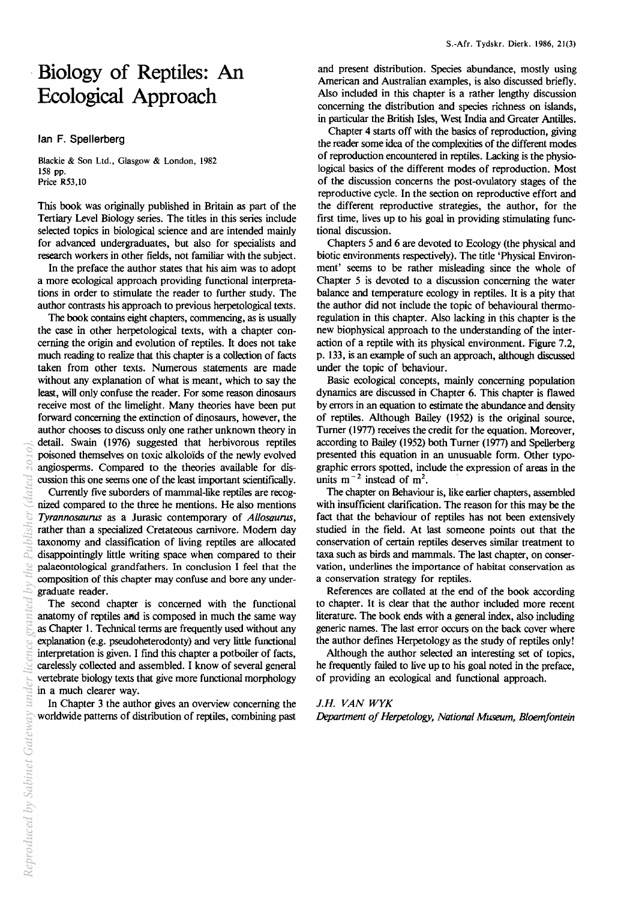# Biology of Reptiles: An Ecological Approach

**Ian F. Spellerberg**

Blackie & Son Ltd., Glasgow & London, 1982
158 pp.
Price R53,10

This book was originally published in Britain as part of the Tertiary Level Biology series. The titles in this series include selected topics in biological science and are intended mainly for advanced undergraduates, but also for specialists and research workers in other fields, not familiar with the subject.

In the preface the author states that his aim was to adopt a more ecological approach providing functional interpretations in order to stimulate the reader to further study. The author contrasts his approach to previous herpetological texts.

The book contains eight chapters, commencing, as is usually the case in other herpetological texts, with a chapter concerning the origin and evolution of reptiles. It does not take much reading to realize that this chapter is a collection of facts taken from other texts. Numerous statements are made without any explanation of what is meant, which to say the least, will only confuse the reader. For some reason dinosaurs receive most of the limelight. Many theories have been put forward concerning the extinction of dinosaurs, however, the author chooses to discuss only one rather unknown theory in detail. Swain (1976) suggested that herbivorous reptiles poisoned themselves on toxic alkoloïds of the newly evolved angiosperms. Compared to the theories available for discussion this one seems one of the least important scientifically.

Currently five suborders of mammal-like reptiles are recognized compared to the three he mentions. He also mentions *Tyrannosaurus* as a Jurasic contemporary of *Allosaurus*, rather than a specialized Cretateous carnivore. Modern day taxonomy and classification of living reptiles are allocated disappointingly little writing space when compared to their palaeontological grandfathers. In conclusion I feel that the composition of this chapter may confuse and bore any undergraduate reader.

The second chapter is concerned with the functional anatomy of reptiles and is composed in much the same way as Chapter 1. Technical terms are frequently used without any explanation (e.g. pseudoheterodonty) and very little functional interpretation is given. I find this chapter a potboiler of facts, carelessly collected and assembled. I know of several general vertebrate biology texts that give more functional morphology in a much clearer way.

In Chapter 3 the author gives an overview concerning the worldwide patterns of distribution of reptiles, combining past and present distribution. Species abundance, mostly using American and Australian examples, is also discussed briefly. Also included in this chapter is a rather lengthy discussion concerning the distribution and species richness on islands, in particular the British Isles, West India and Greater Antilles.

Chapter 4 starts off with the basics of reproduction, giving the reader some idea of the complexities of the different modes of reproduction encountered in reptiles. Lacking is the physiological basics of the different modes of reproduction. Most of the discussion concerns the post-ovulatory stages of the reproductive cycle. In the section on reproductive effort and the different reproductive strategies, the author, for the first time, lives up to his goal in providing stimulating functional discussion.

Chapters 5 and 6 are devoted to Ecology (the physical and biotic environments respectively). The title 'Physical Environment' seems to be rather misleading since the whole of Chapter 5 is devoted to a discussion concerning the water balance and temperature ecology in reptiles. It is a pity that the author did not include the topic of behavioural thermoregulation in this chapter. Also lacking in this chapter is the new biophysical approach to the understanding of the interaction of a reptile with its physical environment. Figure 7.2, p. 133, is an example of such an approach, although discussed under the topic of behaviour.

Basic ecological concepts, mainly concerning population dynamics are discussed in Chapter 6. This chapter is flawed by errors in an equation to estimate the abundance and density of reptiles. Although Bailey (1952) is the original source, Turner (1977) receives the credit for the equation. Moreover, according to Bailey (1952) both Turner (1977) and Spellerberg presented this equation in an unusable form. Other typographic errors spotted, include the expression of areas in the units $m^{-2}$ instead of $m^2$.

The chapter on Behaviour is, like earlier chapters, assembled with insufficient clarification. The reason for this may be the fact that the behaviour of reptiles has not been extensively studied in the field. At last someone points out that the conservation of certain reptiles deserves similar treatment to taxa such as birds and mammals. The last chapter, on conservation, underlines the importance of habitat conservation as a conservation strategy for reptiles.

References are collated at the end of the book according to chapter. It is clear that the author included more recent literature. The book ends with a general index, also including generic names. The last error occurs on the back cover where the author defines Herpetology as the study of reptiles only!

Although the author selected an interesting set of topics, he frequently failed to live up to his goal noted in the preface, of providing an ecological and functional approach.

*J.H. VAN WYK*
*Department of Herpetology, National Museum, Bloemfontein*